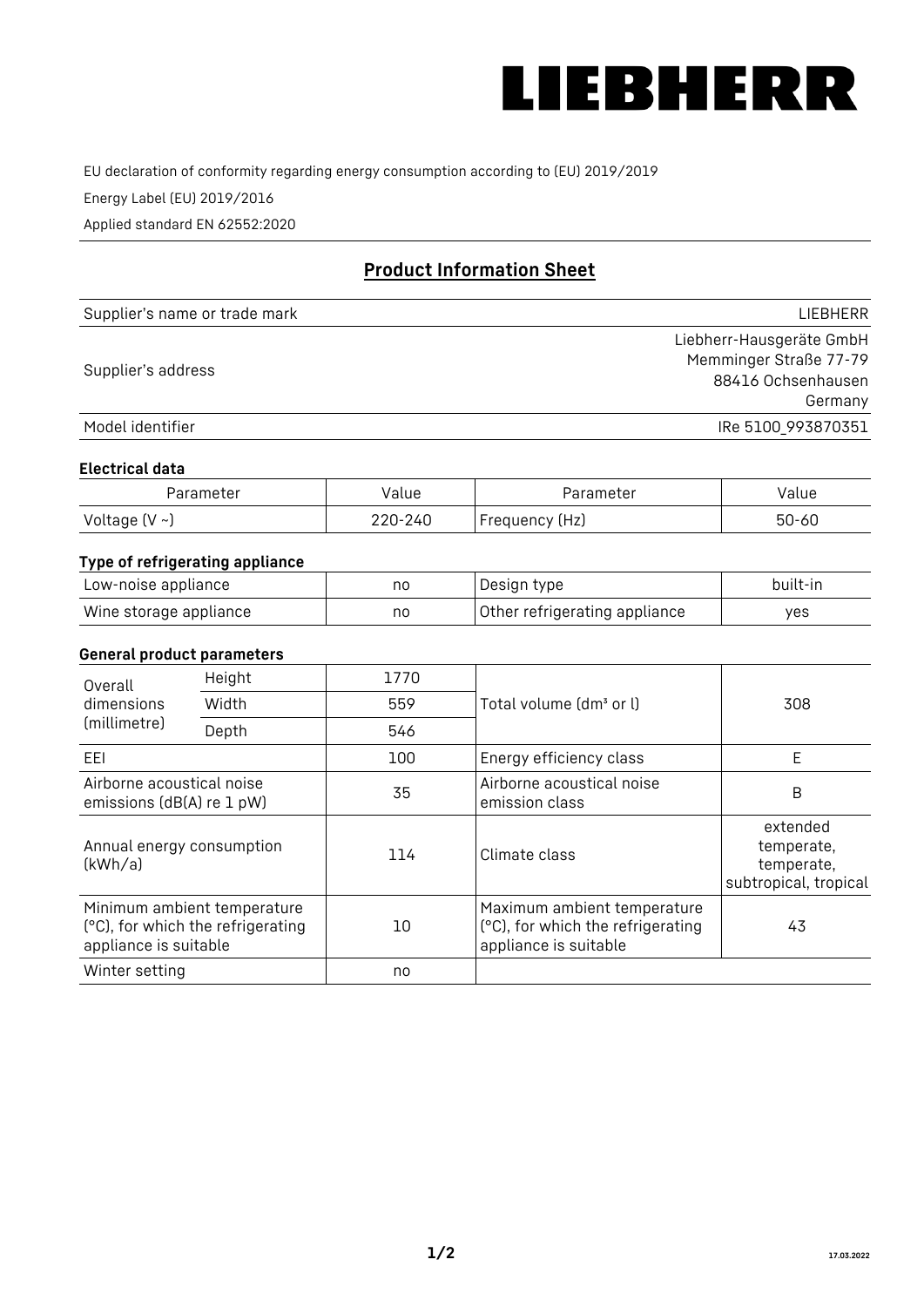LIEBHERR

EU declaration of conformity regarding energy consumption according to (EU) 2019/2019

Energy Label (EU) 2019/2016

Applied standard EN 62552:2020

## Product Information Sheet

| | |
|---|---|
| Supplier's name or trade mark | LIEBHERR |
| Supplier's address | Liebherr-Hausgeräte GmbH<br>Memminger Straße 77-79<br>88416 Ochsenhausen<br>Germany |
| Model identifier | IRe 5100_993870351 |

### Electrical data

| Parameter | Value | Parameter | Value |
|---|---|---|---|
| Voltage (V ~) | 220-240 | Frequency (Hz) | 50-60 |

### Type of refrigerating appliance

| | | | |
|---|---|---|---|
| Low-noise appliance | no | Design type | built-in |
| Wine storage appliance | no | Other refrigerating appliance | yes |

### General product parameters

| | | | | |
|---|---|---|---|---|
| Overall dimensions (millimetre) | Height | 1770 | Total volume (dm³ or l) | 308 |
| | Width | 559 | | |
| | Depth | 546 | | |
| EEI | | 100 | Energy efficiency class | E |
| Airborne acoustical noise emissions (dB(A) re 1 pW) | | 35 | Airborne acoustical noise emission class | B |
| Annual energy consumption (kWh/a) | | 114 | Climate class | extended temperate, temperate, subtropical, tropical |
| Minimum ambient temperature (°C), for which the refrigerating appliance is suitable | | 10 | Maximum ambient temperature (°C), for which the refrigerating appliance is suitable | 43 |
| Winter setting | | no | | |

17.03.2022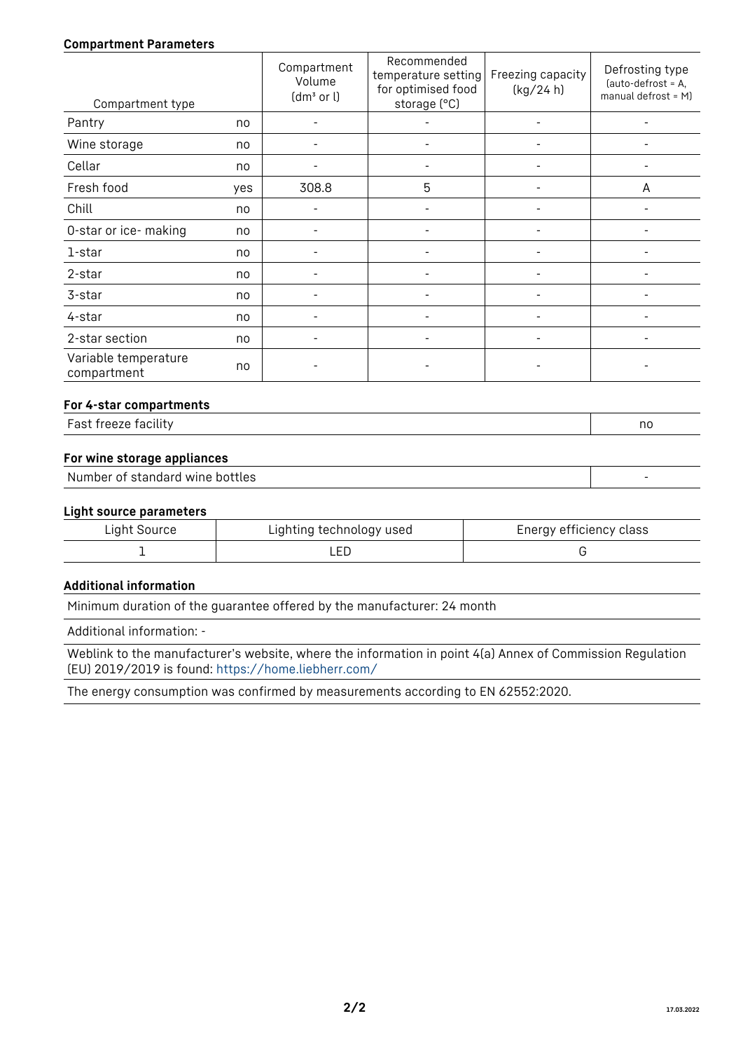**Compartment Parameters**

| Compartment type | | Compartment Volume (dm³ or l) | Recommended temperature setting for optimised food storage (°C) | Freezing capacity (kg/24 h) | Defrosting type (auto-defrost = A, manual defrost = M) |
|---|---|---|---|---|---|
| Pantry | no | - | - | - | - |
| Wine storage | no | - | - | - | - |
| Cellar | no | - | - | - | - |
| Fresh food | yes | 308.8 | 5 | - | A |
| Chill | no | - | - | - | - |
| 0-star or ice- making | no | - | - | - | - |
| 1-star | no | - | - | - | - |
| 2-star | no | - | - | - | - |
| 3-star | no | - | - | - | - |
| 4-star | no | - | - | - | - |
| 2-star section | no | - | - | - | - |
| Variable temperature compartment | no | - | - | - | - |

**For 4-star compartments**

| | |
|---|---|
| Fast freeze facility | no |

**For wine storage appliances**

| | |
|---|---|
| Number of standard wine bottles | - |

**Light source parameters**

| Light Source | Lighting technology used | Energy efficiency class |
|---|---|---|
| 1 | LED | G |

**Additional information**

Minimum duration of the guarantee offered by the manufacturer: 24 month

Additional information: -

Weblink to the manufacturer's website, where the information in point 4(a) Annex of Commission Regulation (EU) 2019/2019 is found: https://home.liebherr.com/

The energy consumption was confirmed by measurements according to EN 62552:2020.